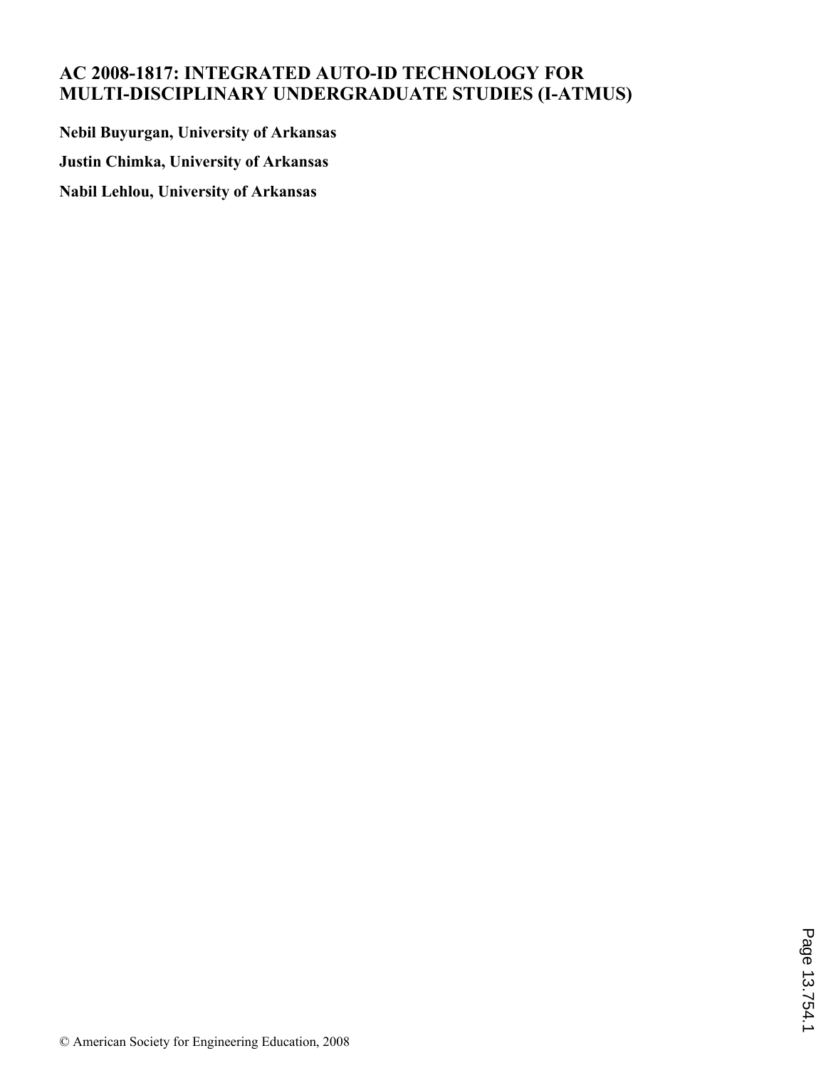# AC 2008-1817: INTEGRATED AUTO-ID TECHNOLOGY FOR MULTI-DISCIPLINARY UNDERGRADUATE STUDIES (I-ATMUS)

**Nebil Buyurgan, University of Arkansas**

**Justin Chimka, University of Arkansas**

**Nabil Lehlou, University of Arkansas**

© American Society for Engineering Education, 2008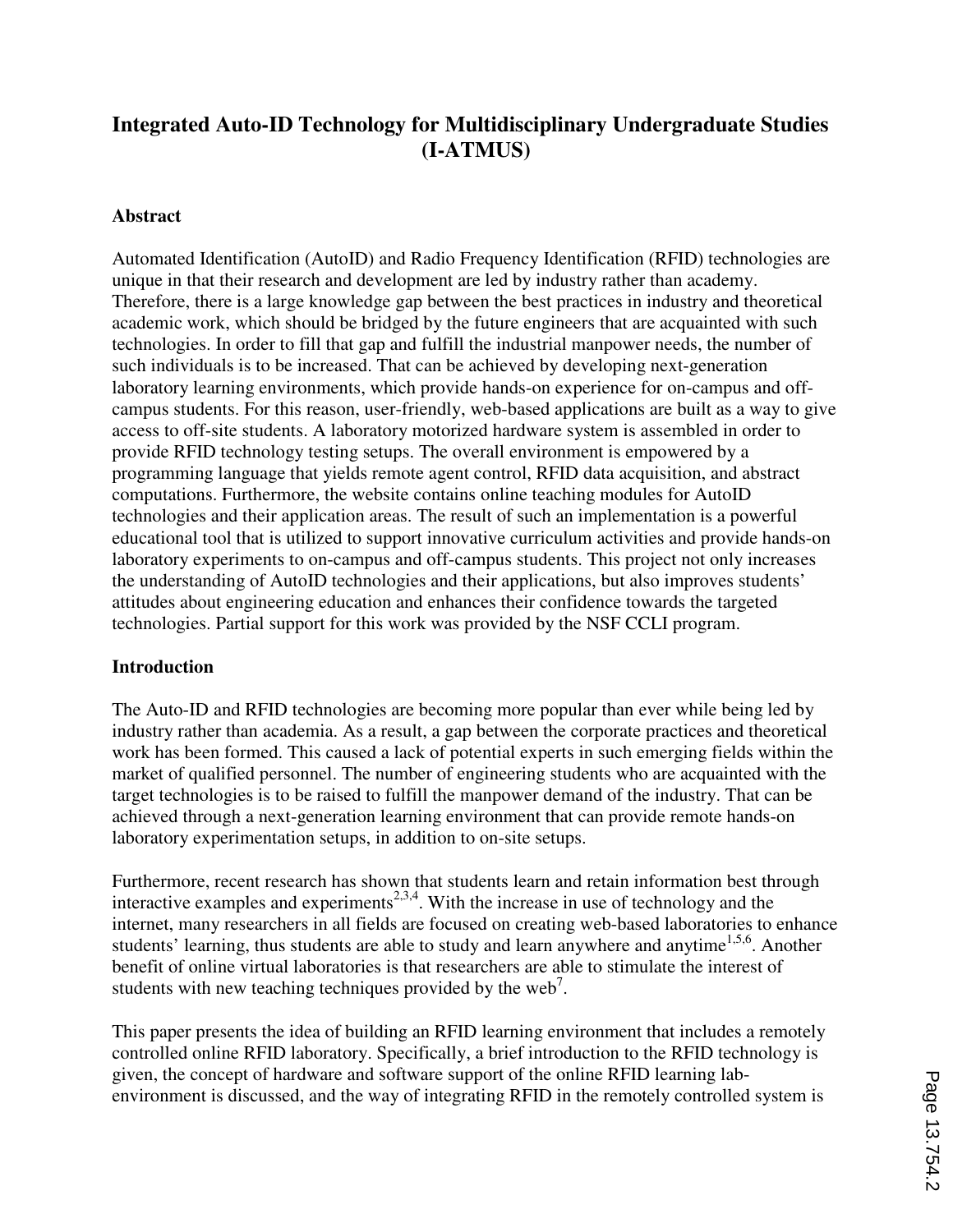# Integrated Auto-ID Technology for Multidisciplinary Undergraduate Studies (I-ATMUS)

## Abstract

Automated Identification (AutoID) and Radio Frequency Identification (RFID) technologies are unique in that their research and development are led by industry rather than academy. Therefore, there is a large knowledge gap between the best practices in industry and theoretical academic work, which should be bridged by the future engineers that are acquainted with such technologies. In order to fill that gap and fulfill the industrial manpower needs, the number of such individuals is to be increased. That can be achieved by developing next-generation laboratory learning environments, which provide hands-on experience for on-campus and off-campus students. For this reason, user-friendly, web-based applications are built as a way to give access to off-site students. A laboratory motorized hardware system is assembled in order to provide RFID technology testing setups. The overall environment is empowered by a programming language that yields remote agent control, RFID data acquisition, and abstract computations. Furthermore, the website contains online teaching modules for AutoID technologies and their application areas. The result of such an implementation is a powerful educational tool that is utilized to support innovative curriculum activities and provide hands-on laboratory experiments to on-campus and off-campus students. This project not only increases the understanding of AutoID technologies and their applications, but also improves students' attitudes about engineering education and enhances their confidence towards the targeted technologies. Partial support for this work was provided by the NSF CCLI program.

## Introduction

The Auto-ID and RFID technologies are becoming more popular than ever while being led by industry rather than academia. As a result, a gap between the corporate practices and theoretical work has been formed. This caused a lack of potential experts in such emerging fields within the market of qualified personnel. The number of engineering students who are acquainted with the target technologies is to be raised to fulfill the manpower demand of the industry. That can be achieved through a next-generation learning environment that can provide remote hands-on laboratory experimentation setups, in addition to on-site setups.

Furthermore, recent research has shown that students learn and retain information best through interactive examples and experiments[2,3,4]. With the increase in use of technology and the internet, many researchers in all fields are focused on creating web-based laboratories to enhance students' learning, thus students are able to study and learn anywhere and anytime[1,5,6]. Another benefit of online virtual laboratories is that researchers are able to stimulate the interest of students with new teaching techniques provided by the web[7].

This paper presents the idea of building an RFID learning environment that includes a remotely controlled online RFID laboratory. Specifically, a brief introduction to the RFID technology is given, the concept of hardware and software support of the online RFID learning lab-environment is discussed, and the way of integrating RFID in the remotely controlled system is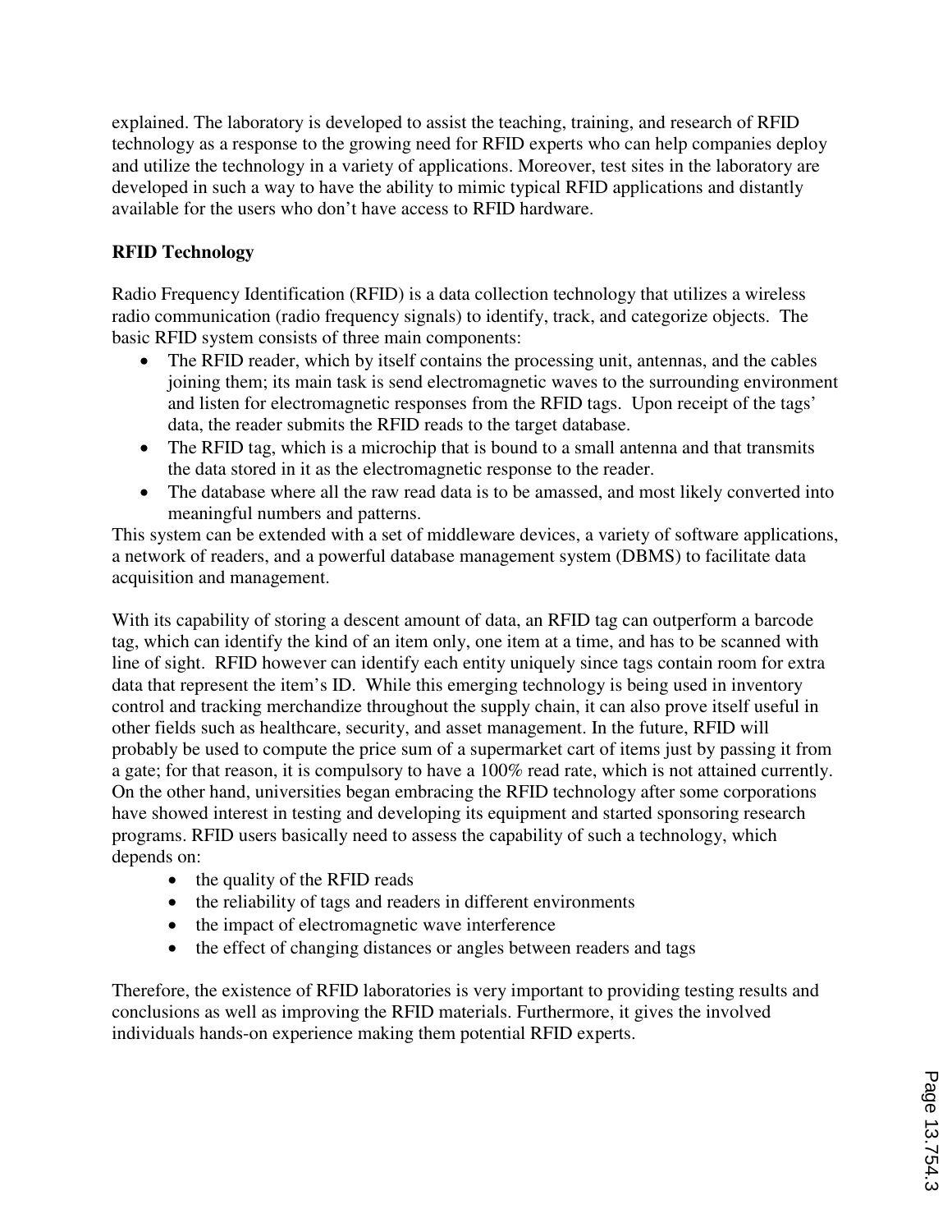explained. The laboratory is developed to assist the teaching, training, and research of RFID technology as a response to the growing need for RFID experts who can help companies deploy and utilize the technology in a variety of applications. Moreover, test sites in the laboratory are developed in such a way to have the ability to mimic typical RFID applications and distantly available for the users who don't have access to RFID hardware.

**RFID Technology**

Radio Frequency Identification (RFID) is a data collection technology that utilizes a wireless radio communication (radio frequency signals) to identify, track, and categorize objects. The basic RFID system consists of three main components:

- The RFID reader, which by itself contains the processing unit, antennas, and the cables joining them; its main task is send electromagnetic waves to the surrounding environment and listen for electromagnetic responses from the RFID tags. Upon receipt of the tags' data, the reader submits the RFID reads to the target database.
- The RFID tag, which is a microchip that is bound to a small antenna and that transmits the data stored in it as the electromagnetic response to the reader.
- The database where all the raw read data is to be amassed, and most likely converted into meaningful numbers and patterns.

This system can be extended with a set of middleware devices, a variety of software applications, a network of readers, and a powerful database management system (DBMS) to facilitate data acquisition and management.

With its capability of storing a descent amount of data, an RFID tag can outperform a barcode tag, which can identify the kind of an item only, one item at a time, and has to be scanned with line of sight. RFID however can identify each entity uniquely since tags contain room for extra data that represent the item's ID. While this emerging technology is being used in inventory control and tracking merchandize throughout the supply chain, it can also prove itself useful in other fields such as healthcare, security, and asset management. In the future, RFID will probably be used to compute the price sum of a supermarket cart of items just by passing it from a gate; for that reason, it is compulsory to have a 100% read rate, which is not attained currently. On the other hand, universities began embracing the RFID technology after some corporations have showed interest in testing and developing its equipment and started sponsoring research programs. RFID users basically need to assess the capability of such a technology, which depends on:

- the quality of the RFID reads
- the reliability of tags and readers in different environments
- the impact of electromagnetic wave interference
- the effect of changing distances or angles between readers and tags

Therefore, the existence of RFID laboratories is very important to providing testing results and conclusions as well as improving the RFID materials. Furthermore, it gives the involved individuals hands-on experience making them potential RFID experts.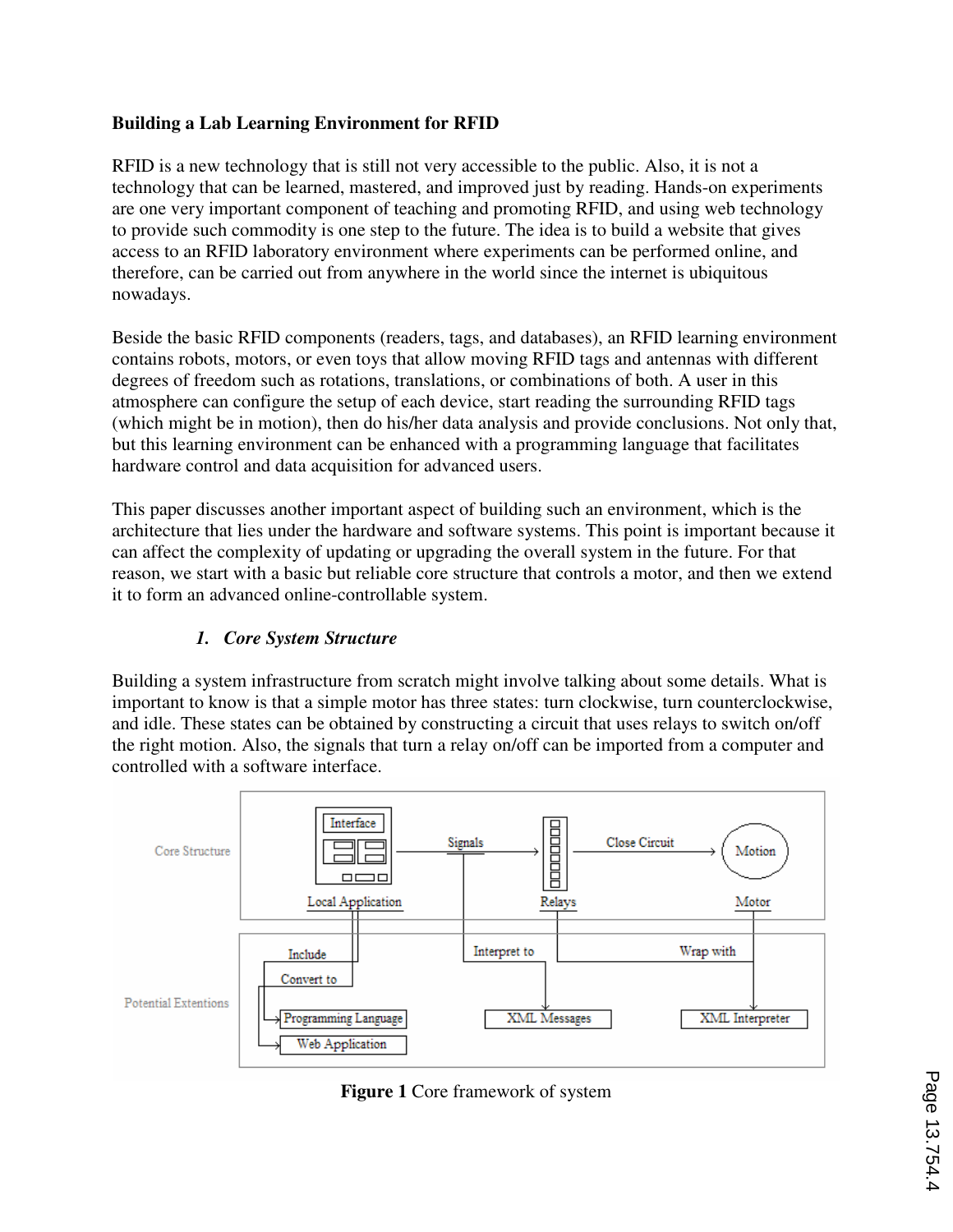**Building a Lab Learning Environment for RFID**

RFID is a new technology that is still not very accessible to the public. Also, it is not a technology that can be learned, mastered, and improved just by reading. Hands-on experiments are one very important component of teaching and promoting RFID, and using web technology to provide such commodity is one step to the future. The idea is to build a website that gives access to an RFID laboratory environment where experiments can be performed online, and therefore, can be carried out from anywhere in the world since the internet is ubiquitous nowadays.

Beside the basic RFID components (readers, tags, and databases), an RFID learning environment contains robots, motors, or even toys that allow moving RFID tags and antennas with different degrees of freedom such as rotations, translations, or combinations of both. A user in this atmosphere can configure the setup of each device, start reading the surrounding RFID tags (which might be in motion), then do his/her data analysis and provide conclusions. Not only that, but this learning environment can be enhanced with a programming language that facilitates hardware control and data acquisition for advanced users.

This paper discusses another important aspect of building such an environment, which is the architecture that lies under the hardware and software systems. This point is important because it can affect the complexity of updating or upgrading the overall system in the future. For that reason, we start with a basic but reliable core structure that controls a motor, and then we extend it to form an advanced online-controllable system.

### *1. Core System Structure*

Building a system infrastructure from scratch might involve talking about some details. What is important to know is that a simple motor has three states: turn clockwise, turn counterclockwise, and idle. These states can be obtained by constructing a circuit that uses relays to switch on/off the right motion. Also, the signals that turn a relay on/off can be imported from a computer and controlled with a software interface.

Core Structure

Interface

Local Application

Signals

Relays

Close Circuit

Motion

Motor

Potential Extentions

Include

Convert to

Interpret to

Wrap with

Programming Language

Web Application

XML Messages

XML Interpreter

**Figure 1** Core framework of system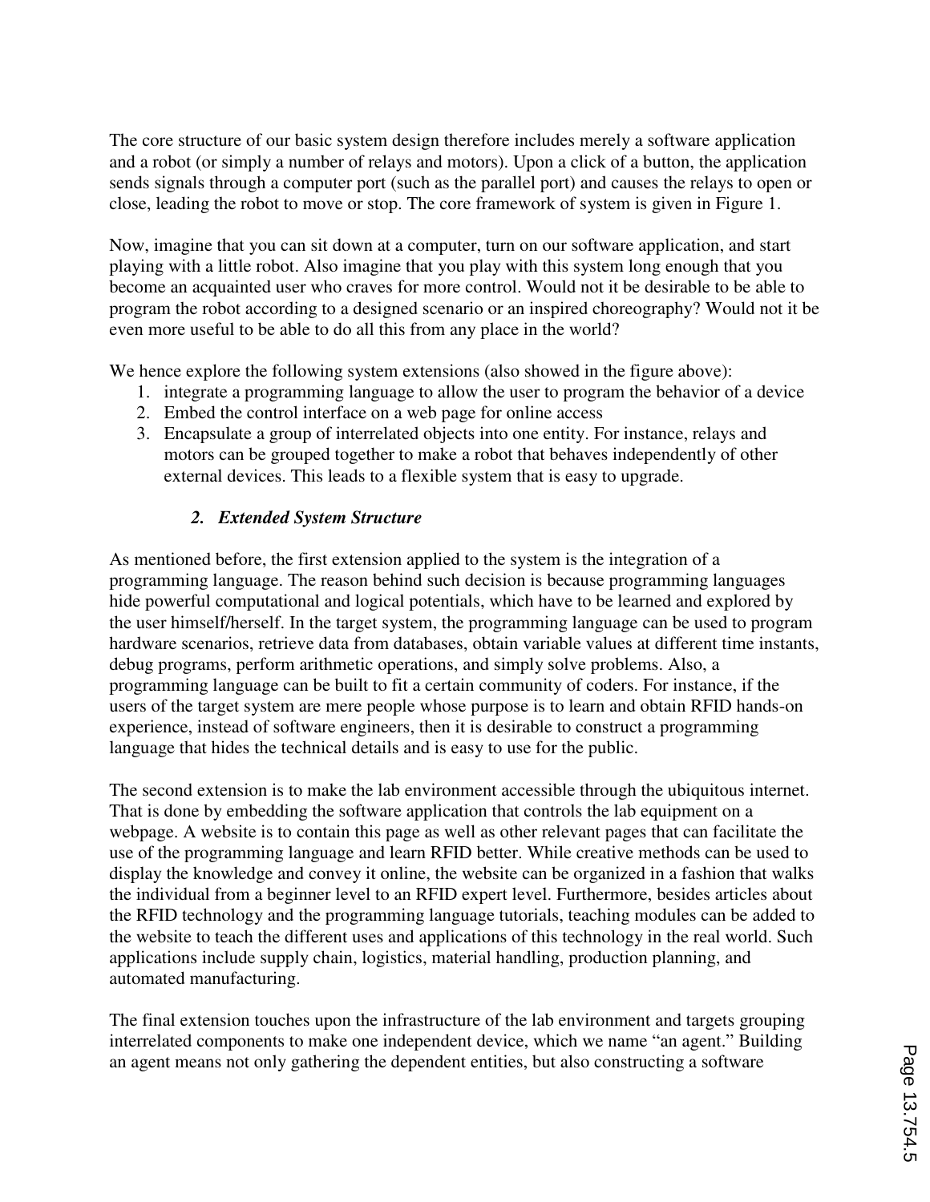The core structure of our basic system design therefore includes merely a software application and a robot (or simply a number of relays and motors). Upon a click of a button, the application sends signals through a computer port (such as the parallel port) and causes the relays to open or close, leading the robot to move or stop. The core framework of system is given in Figure 1.

Now, imagine that you can sit down at a computer, turn on our software application, and start playing with a little robot. Also imagine that you play with this system long enough that you become an acquainted user who craves for more control. Would not it be desirable to be able to program the robot according to a designed scenario or an inspired choreography? Would not it be even more useful to be able to do all this from any place in the world?

We hence explore the following system extensions (also showed in the figure above):

1. integrate a programming language to allow the user to program the behavior of a device
2. Embed the control interface on a web page for online access
3. Encapsulate a group of interrelated objects into one entity. For instance, relays and motors can be grouped together to make a robot that behaves independently of other external devices. This leads to a flexible system that is easy to upgrade.

### 2. *Extended System Structure*

As mentioned before, the first extension applied to the system is the integration of a programming language. The reason behind such decision is because programming languages hide powerful computational and logical potentials, which have to be learned and explored by the user himself/herself. In the target system, the programming language can be used to program hardware scenarios, retrieve data from databases, obtain variable values at different time instants, debug programs, perform arithmetic operations, and simply solve problems. Also, a programming language can be built to fit a certain community of coders. For instance, if the users of the target system are mere people whose purpose is to learn and obtain RFID hands-on experience, instead of software engineers, then it is desirable to construct a programming language that hides the technical details and is easy to use for the public.

The second extension is to make the lab environment accessible through the ubiquitous internet. That is done by embedding the software application that controls the lab equipment on a webpage. A website is to contain this page as well as other relevant pages that can facilitate the use of the programming language and learn RFID better. While creative methods can be used to display the knowledge and convey it online, the website can be organized in a fashion that walks the individual from a beginner level to an RFID expert level. Furthermore, besides articles about the RFID technology and the programming language tutorials, teaching modules can be added to the website to teach the different uses and applications of this technology in the real world. Such applications include supply chain, logistics, material handling, production planning, and automated manufacturing.

The final extension touches upon the infrastructure of the lab environment and targets grouping interrelated components to make one independent device, which we name "an agent." Building an agent means not only gathering the dependent entities, but also constructing a software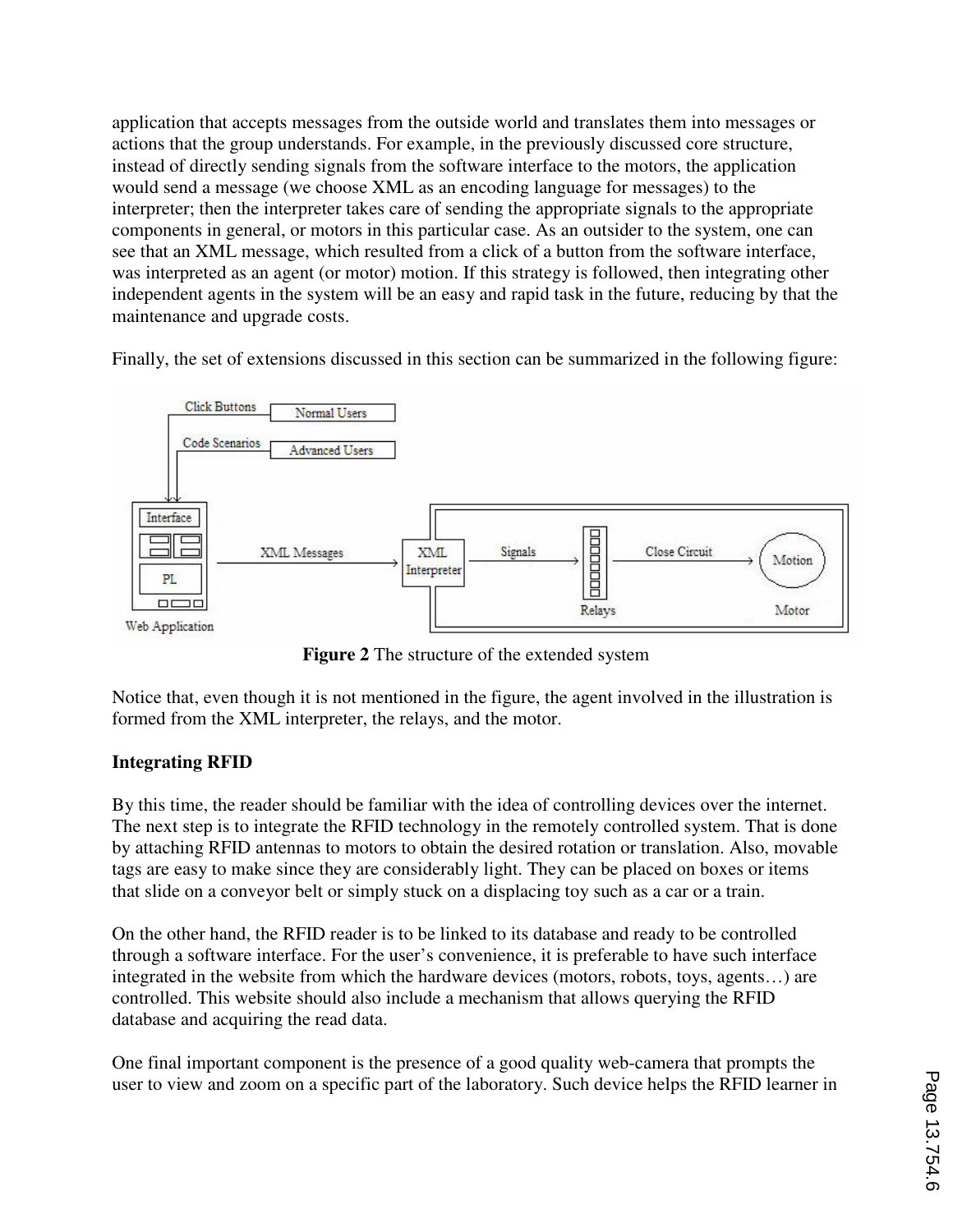application that accepts messages from the outside world and translates them into messages or actions that the group understands. For example, in the previously discussed core structure, instead of directly sending signals from the software interface to the motors, the application would send a message (we choose XML as an encoding language for messages) to the interpreter; then the interpreter takes care of sending the appropriate signals to the appropriate components in general, or motors in this particular case. As an outsider to the system, one can see that an XML message, which resulted from a click of a button from the software interface, was interpreted as an agent (or motor) motion. If this strategy is followed, then integrating other independent agents in the system will be an easy and rapid task in the future, reducing by that the maintenance and upgrade costs.

Finally, the set of extensions discussed in this section can be summarized in the following figure:

Click Buttons
Normal Users
Code Scenarios
Advanced Users
Interface
PL
Web Application
XML Messages
XML Interpreter
Signals
Relays
Close Circuit
Motion
Motor

**Figure 2** The structure of the extended system

Notice that, even though it is not mentioned in the figure, the agent involved in the illustration is formed from the XML interpreter, the relays, and the motor.

**Integrating RFID**

By this time, the reader should be familiar with the idea of controlling devices over the internet. The next step is to integrate the RFID technology in the remotely controlled system. That is done by attaching RFID antennas to motors to obtain the desired rotation or translation. Also, movable tags are easy to make since they are considerably light. They can be placed on boxes or items that slide on a conveyor belt or simply stuck on a displacing toy such as a car or a train.

On the other hand, the RFID reader is to be linked to its database and ready to be controlled through a software interface. For the user's convenience, it is preferable to have such interface integrated in the website from which the hardware devices (motors, robots, toys, agents…) are controlled. This website should also include a mechanism that allows querying the RFID database and acquiring the read data.

One final important component is the presence of a good quality web-camera that prompts the user to view and zoom on a specific part of the laboratory. Such device helps the RFID learner in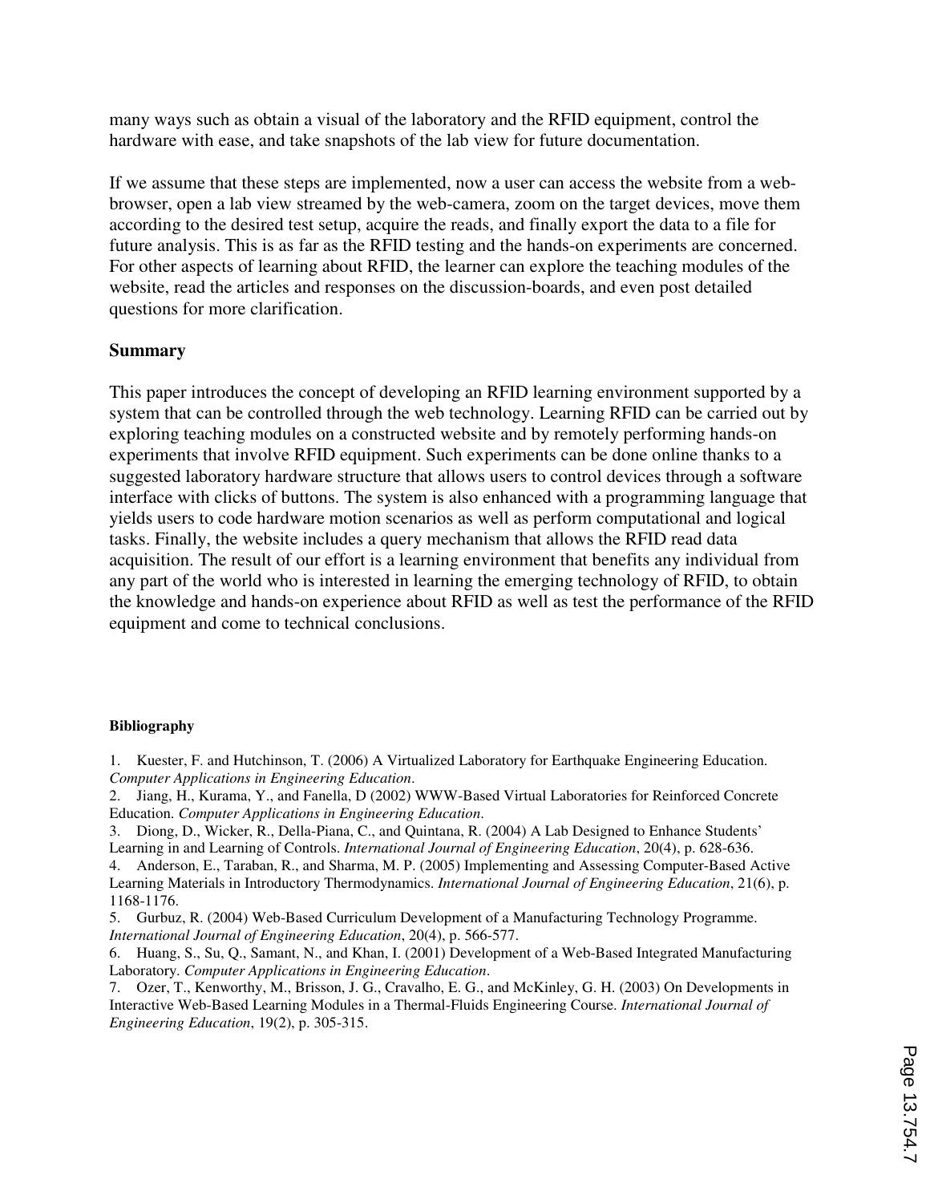many ways such as obtain a visual of the laboratory and the RFID equipment, control the hardware with ease, and take snapshots of the lab view for future documentation.

If we assume that these steps are implemented, now a user can access the website from a web-browser, open a lab view streamed by the web-camera, zoom on the target devices, move them according to the desired test setup, acquire the reads, and finally export the data to a file for future analysis. This is as far as the RFID testing and the hands-on experiments are concerned. For other aspects of learning about RFID, the learner can explore the teaching modules of the website, read the articles and responses on the discussion-boards, and even post detailed questions for more clarification.

## Summary

This paper introduces the concept of developing an RFID learning environment supported by a system that can be controlled through the web technology. Learning RFID can be carried out by exploring teaching modules on a constructed website and by remotely performing hands-on experiments that involve RFID equipment. Such experiments can be done online thanks to a suggested laboratory hardware structure that allows users to control devices through a software interface with clicks of buttons. The system is also enhanced with a programming language that yields users to code hardware motion scenarios as well as perform computational and logical tasks. Finally, the website includes a query mechanism that allows the RFID read data acquisition. The result of our effort is a learning environment that benefits any individual from any part of the world who is interested in learning the emerging technology of RFID, to obtain the knowledge and hands-on experience about RFID as well as test the performance of the RFID equipment and come to technical conclusions.

### Bibliography

1. Kuester, F. and Hutchinson, T. (2006) A Virtualized Laboratory for Earthquake Engineering Education. *Computer Applications in Engineering Education*.
2. Jiang, H., Kurama, Y., and Fanella, D (2002) WWW-Based Virtual Laboratories for Reinforced Concrete Education. *Computer Applications in Engineering Education*.
3. Diong, D., Wicker, R., Della-Piana, C., and Quintana, R. (2004) A Lab Designed to Enhance Students' Learning in and Learning of Controls. *International Journal of Engineering Education*, 20(4), p. 628-636.
4. Anderson, E., Taraban, R., and Sharma, M. P. (2005) Implementing and Assessing Computer-Based Active Learning Materials in Introductory Thermodynamics. *International Journal of Engineering Education*, 21(6), p. 1168-1176.
5. Gurbuz, R. (2004) Web-Based Curriculum Development of a Manufacturing Technology Programme. *International Journal of Engineering Education*, 20(4), p. 566-577.
6. Huang, S., Su, Q., Samant, N., and Khan, I. (2001) Development of a Web-Based Integrated Manufacturing Laboratory. *Computer Applications in Engineering Education*.
7. Ozer, T., Kenworthy, M., Brisson, J. G., Cravalho, E. G., and McKinley, G. H. (2003) On Developments in Interactive Web-Based Learning Modules in a Thermal-Fluids Engineering Course. *International Journal of Engineering Education*, 19(2), p. 305-315.